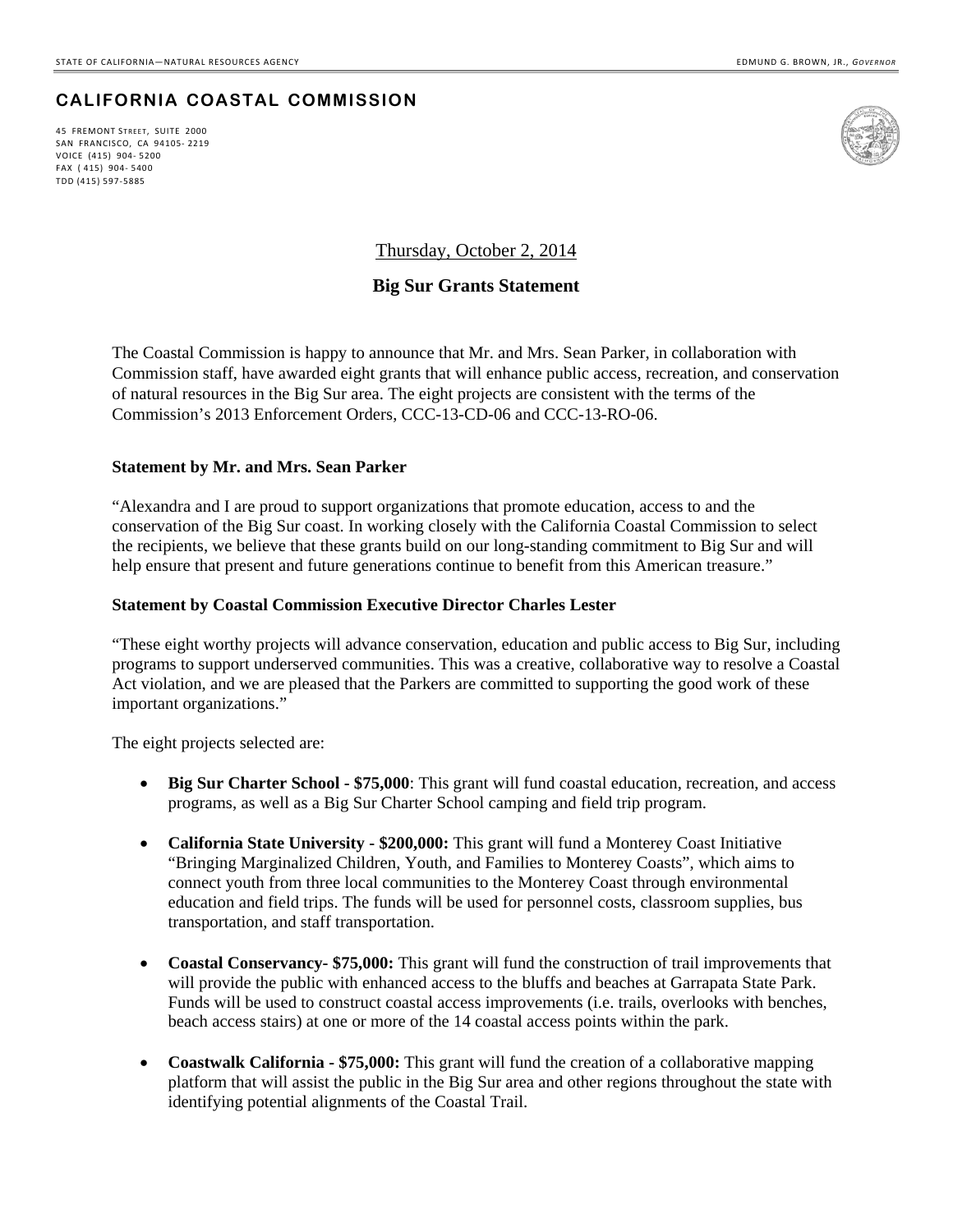STATE OF CALIFORNIA—NATURAL RESOURCES AGENCY

EDMUND G. BROWN, JR., *GOVERNOR*

# CALIFORNIA COASTAL COMMISSION

45 FREMONT STREET, SUITE 2000
SAN FRANCISCO, CA 94105-2219
VOICE (415) 904-5200
FAX (415) 904-5400
TDD (415) 597-5885

Thursday, October 2, 2014

## Big Sur Grants Statement

The Coastal Commission is happy to announce that Mr. and Mrs. Sean Parker, in collaboration with Commission staff, have awarded eight grants that will enhance public access, recreation, and conservation of natural resources in the Big Sur area. The eight projects are consistent with the terms of the Commission's 2013 Enforcement Orders, CCC-13-CD-06 and CCC-13-RO-06.

**Statement by Mr. and Mrs. Sean Parker**

"Alexandra and I are proud to support organizations that promote education, access to and the conservation of the Big Sur coast. In working closely with the California Coastal Commission to select the recipients, we believe that these grants build on our long-standing commitment to Big Sur and will help ensure that present and future generations continue to benefit from this American treasure."

**Statement by Coastal Commission Executive Director Charles Lester**

"These eight worthy projects will advance conservation, education and public access to Big Sur, including programs to support underserved communities. This was a creative, collaborative way to resolve a Coastal Act violation, and we are pleased that the Parkers are committed to supporting the good work of these important organizations."

The eight projects selected are:

- **Big Sur Charter School - $75,000**: This grant will fund coastal education, recreation, and access programs, as well as a Big Sur Charter School camping and field trip program.
- **California State University - $200,000:** This grant will fund a Monterey Coast Initiative "Bringing Marginalized Children, Youth, and Families to Monterey Coasts", which aims to connect youth from three local communities to the Monterey Coast through environmental education and field trips. The funds will be used for personnel costs, classroom supplies, bus transportation, and staff transportation.
- **Coastal Conservancy- $75,000:** This grant will fund the construction of trail improvements that will provide the public with enhanced access to the bluffs and beaches at Garrapata State Park. Funds will be used to construct coastal access improvements (i.e. trails, overlooks with benches, beach access stairs) at one or more of the 14 coastal access points within the park.
- **Coastwalk California - $75,000:** This grant will fund the creation of a collaborative mapping platform that will assist the public in the Big Sur area and other regions throughout the state with identifying potential alignments of the Coastal Trail.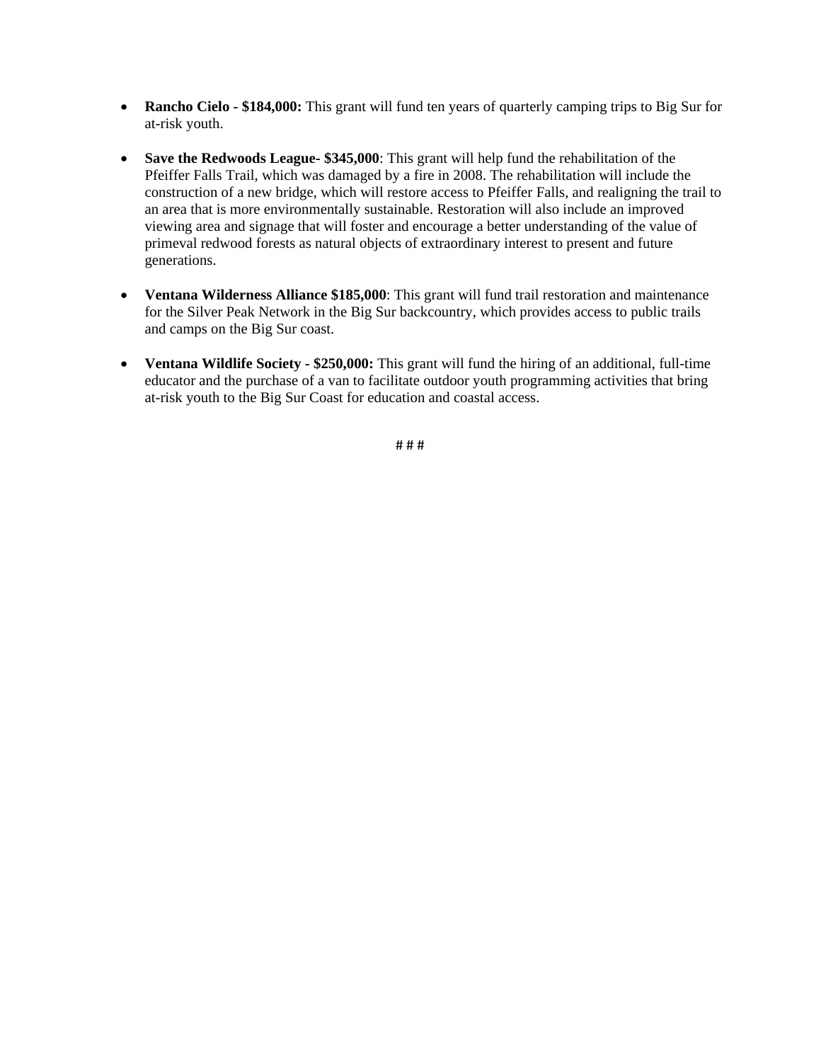- **Rancho Cielo - $184,000:** This grant will fund ten years of quarterly camping trips to Big Sur for at-risk youth.

- **Save the Redwoods League- $345,000**: This grant will help fund the rehabilitation of the Pfeiffer Falls Trail, which was damaged by a fire in 2008. The rehabilitation will include the construction of a new bridge, which will restore access to Pfeiffer Falls, and realigning the trail to an area that is more environmentally sustainable. Restoration will also include an improved viewing area and signage that will foster and encourage a better understanding of the value of primeval redwood forests as natural objects of extraordinary interest to present and future generations.

- **Ventana Wilderness Alliance $185,000**: This grant will fund trail restoration and maintenance for the Silver Peak Network in the Big Sur backcountry, which provides access to public trails and camps on the Big Sur coast.

- **Ventana Wildlife Society - $250,000:** This grant will fund the hiring of an additional, full-time educator and the purchase of a van to facilitate outdoor youth programming activities that bring at-risk youth to the Big Sur Coast for education and coastal access.

# # #